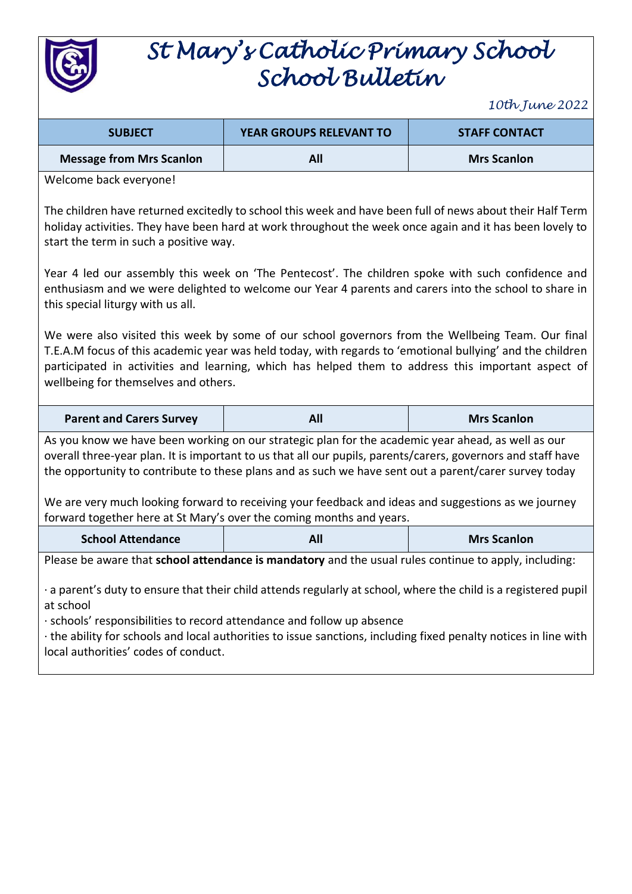# *St Mary's Catholic Primary School*
# *School Bulletin*

*10th June 2022*

| SUBJECT | YEAR GROUPS RELEVANT TO | STAFF CONTACT |
|---|---|---|
| **Message from Mrs Scanlon** | **All** | **Mrs Scanlon** |

Welcome back everyone!

The children have returned excitedly to school this week and have been full of news about their Half Term holiday activities. They have been hard at work throughout the week once again and it has been lovely to start the term in such a positive way.

Year 4 led our assembly this week on 'The Pentecost'. The children spoke with such confidence and enthusiasm and we were delighted to welcome our Year 4 parents and carers into the school to share in this special liturgy with us all.

We were also visited this week by some of our school governors from the Wellbeing Team. Our final T.E.A.M focus of this academic year was held today, with regards to 'emotional bullying' and the children participated in activities and learning, which has helped them to address this important aspect of wellbeing for themselves and others.

| SUBJECT | YEAR GROUPS RELEVANT TO | STAFF CONTACT |
|---|---|---|
| **Parent and Carers Survey** | **All** | **Mrs Scanlon** |

As you know we have been working on our strategic plan for the academic year ahead, as well as our overall three-year plan. It is important to us that all our pupils, parents/carers, governors and staff have the opportunity to contribute to these plans and as such we have sent out a parent/carer survey today

We are very much looking forward to receiving your feedback and ideas and suggestions as we journey forward together here at St Mary's over the coming months and years.

| SUBJECT | YEAR GROUPS RELEVANT TO | STAFF CONTACT |
|---|---|---|
| **School Attendance** | **All** | **Mrs Scanlon** |

Please be aware that **school attendance is mandatory** and the usual rules continue to apply, including:

- a parent's duty to ensure that their child attends regularly at school, where the child is a registered pupil at school
- schools' responsibilities to record attendance and follow up absence
- the ability for schools and local authorities to issue sanctions, including fixed penalty notices in line with local authorities' codes of conduct.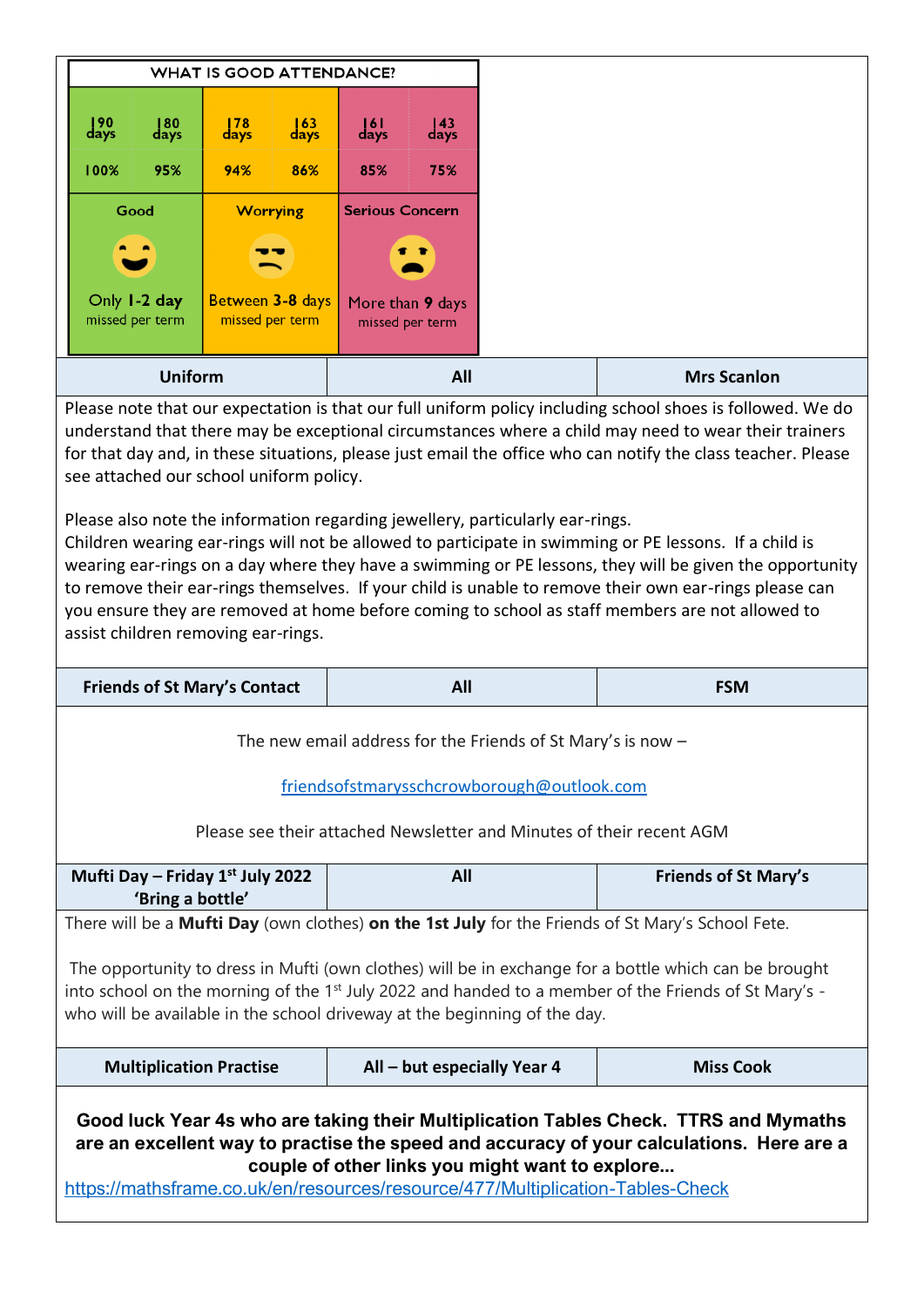| WHAT IS GOOD ATTENDANCE? | | | | | |
|---|---|---|---|---|---|
| 190 days | 180 days | 178 days | 163 days | 161 days | 143 days |
| 100% | 95% | 94% | 86% | 85% | 75% |
| Good | | Worrying | | Serious Concern | |
| Only 1-2 day missed per term | | Between 3-8 days missed per term | | More than 9 days missed per term | |

| Uniform | All | Mrs Scanlon |
|---|---|---|

Please note that our expectation is that our full uniform policy including school shoes is followed. We do understand that there may be exceptional circumstances where a child may need to wear their trainers for that day and, in these situations, please just email the office who can notify the class teacher. Please see attached our school uniform policy.

Please also note the information regarding jewellery, particularly ear-rings.
Children wearing ear-rings will not be allowed to participate in swimming or PE lessons. If a child is wearing ear-rings on a day where they have a swimming or PE lessons, they will be given the opportunity to remove their ear-rings themselves. If your child is unable to remove their own ear-rings please can you ensure they are removed at home before coming to school as staff members are not allowed to assist children removing ear-rings.

| Friends of St Mary's Contact | All | FSM |
|---|---|---|

The new email address for the Friends of St Mary's is now –

friendsofstmarysschcrowborough@outlook.com

Please see their attached Newsletter and Minutes of their recent AGM

| Mufti Day – Friday 1st July 2022 'Bring a bottle' | All | Friends of St Mary's |
|---|---|---|

There will be a **Mufti Day** (own clothes) **on the 1st July** for the Friends of St Mary's School Fete.

The opportunity to dress in Mufti (own clothes) will be in exchange for a bottle which can be brought into school on the morning of the 1st July 2022 and handed to a member of the Friends of St Mary's - who will be available in the school driveway at the beginning of the day.

| Multiplication Practise | All – but especially Year 4 | Miss Cook |
|---|---|---|

**Good luck Year 4s who are taking their Multiplication Tables Check. TTRS and Mymaths are an excellent way to practise the speed and accuracy of your calculations. Here are a couple of other links you might want to explore...**

https://mathsframe.co.uk/en/resources/resource/477/Multiplication-Tables-Check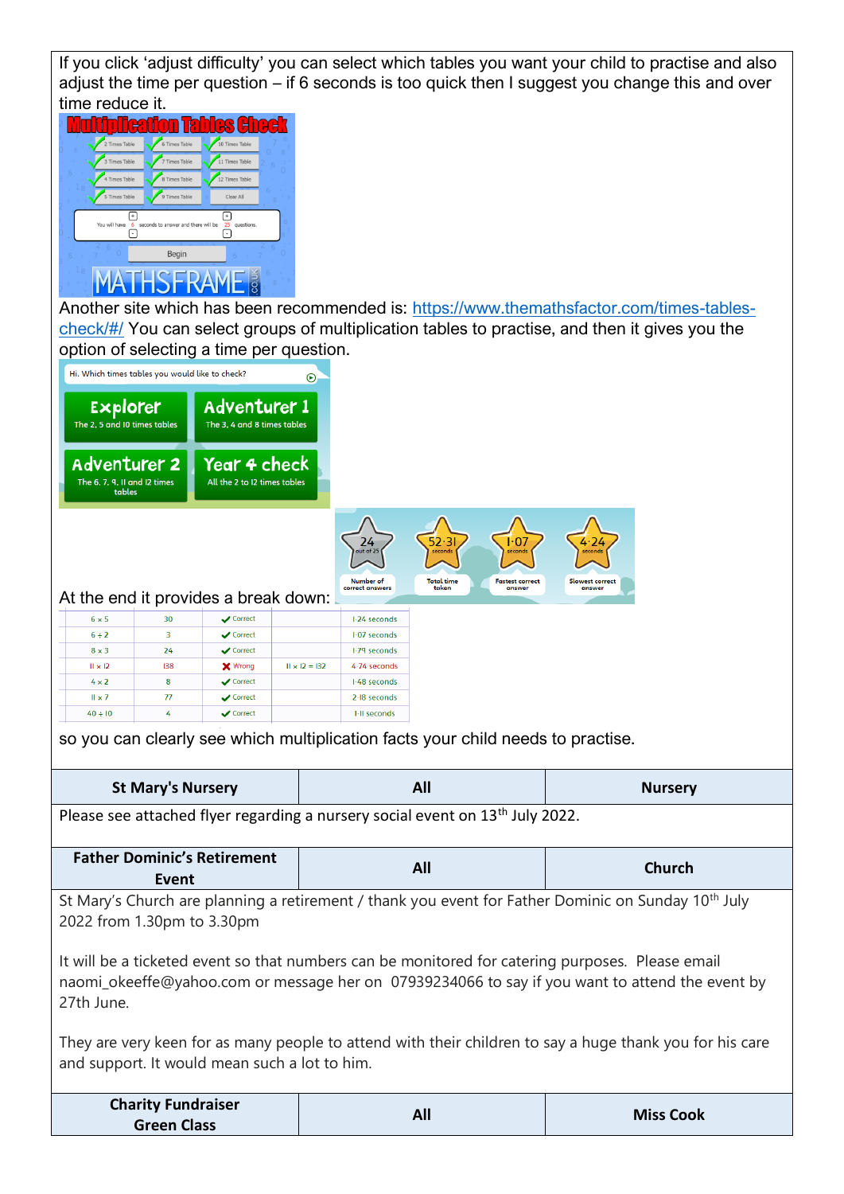If you click 'adjust difficulty' you can select which tables you want your child to practise and also adjust the time per question – if 6 seconds is too quick then I suggest you change this and over time reduce it.

Another site which has been recommended is: https://www.themathsfactor.com/times-tables-check/#/ You can select groups of multiplication tables to practise, and then it gives you the option of selecting a time per question.

At the end it provides a break down:

| 6 × 5 | 30 | ✓ Correct | | 1·24 seconds |
|---|---|---|---|---|
| 6 ÷ 2 | 3 | ✓ Correct | | 1·07 seconds |
| 8 × 3 | 24 | ✓ Correct | | 1·79 seconds |
| 11 × 12 | 138 | ✗ Wrong | 11 × 12 = 132 | 4·74 seconds |
| 4 × 2 | 8 | ✓ Correct | | 1·48 seconds |
| 11 × 7 | 77 | ✓ Correct | | 2·18 seconds |
| 40 ÷ 10 | 4 | ✓ Correct | | 1·11 seconds |

so you can clearly see which multiplication facts your child needs to practise.

| St Mary's Nursery | All | Nursery |
|---|---|---|

Please see attached flyer regarding a nursery social event on 13th July 2022.

| Father Dominic's Retirement Event | All | Church |
|---|---|---|

St Mary's Church are planning a retirement / thank you event for Father Dominic on Sunday 10th July 2022 from 1.30pm to 3.30pm

It will be a ticketed event so that numbers can be monitored for catering purposes. Please email naomi_okeeffe@yahoo.com or message her on 07939234066 to say if you want to attend the event by 27th June.

They are very keen for as many people to attend with their children to say a huge thank you for his care and support. It would mean such a lot to him.

| Charity Fundraiser Green Class | All | Miss Cook |
|---|---|---|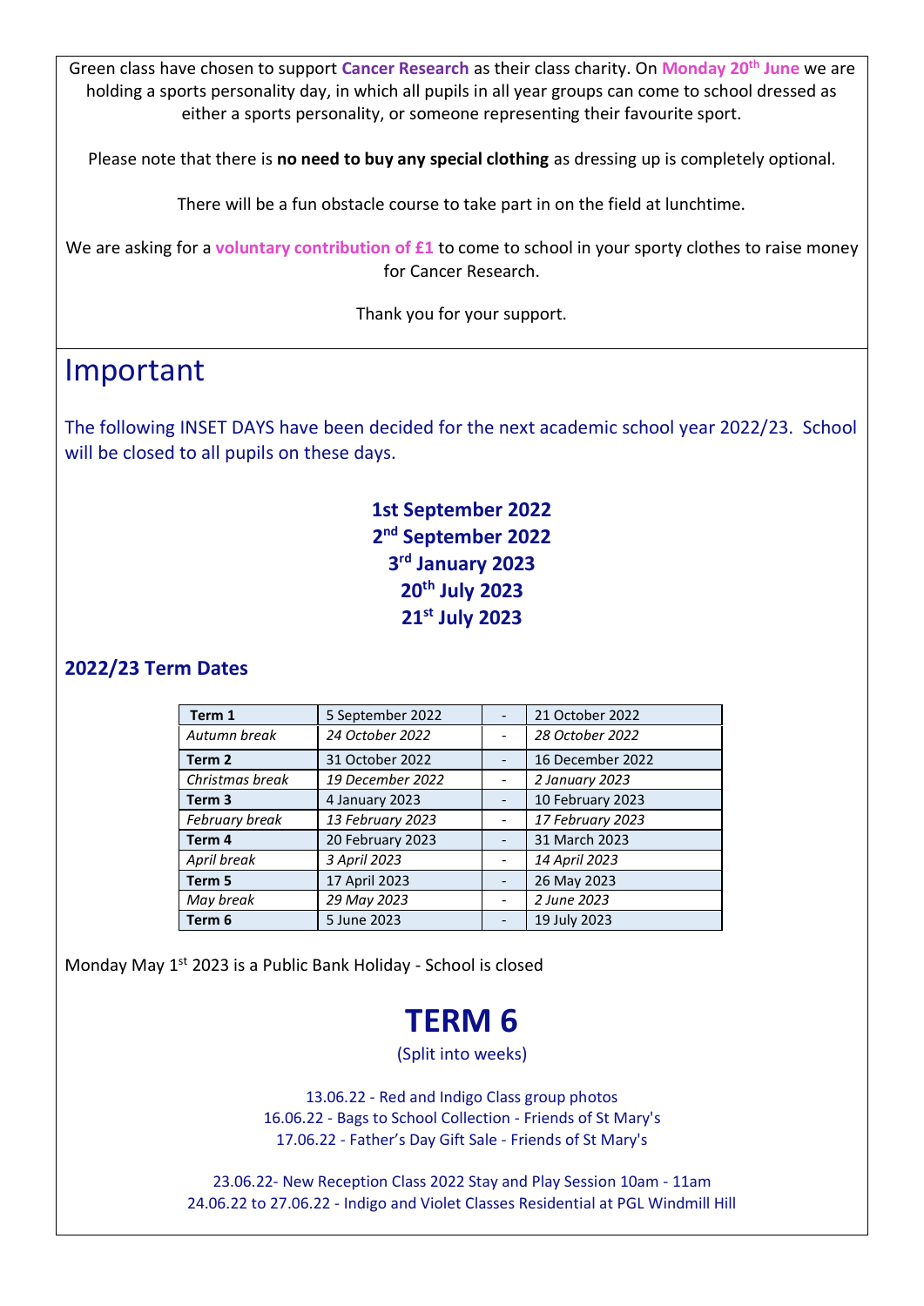Green class have chosen to support **Cancer Research** as their class charity. On **Monday 20th June** we are holding a sports personality day, in which all pupils in all year groups can come to school dressed as either a sports personality, or someone representing their favourite sport.

Please note that there is **no need to buy any special clothing** as dressing up is completely optional.

There will be a fun obstacle course to take part in on the field at lunchtime.

We are asking for a **voluntary contribution of £1** to come to school in your sporty clothes to raise money for Cancer Research.

Thank you for your support.

# Important

The following INSET DAYS have been decided for the next academic school year 2022/23. School will be closed to all pupils on these days.

**1st September 2022**
**2nd September 2022**
**3rd January 2023**
**20th July 2023**
**21st July 2023**

### 2022/23 Term Dates

| | | | |
|---|---|---|---|
| **Term 1** | 5 September 2022 | - | 21 October 2022 |
| *Autumn break* | *24 October 2022* | - | *28 October 2022* |
| **Term 2** | 31 October 2022 | - | 16 December 2022 |
| *Christmas break* | *19 December 2022* | - | *2 January 2023* |
| **Term 3** | 4 January 2023 | - | 10 February 2023 |
| *February break* | *13 February 2023* | - | *17 February 2023* |
| **Term 4** | 20 February 2023 | - | 31 March 2023 |
| *April break* | *3 April 2023* | - | *14 April 2023* |
| **Term 5** | 17 April 2023 | - | 26 May 2023 |
| *May break* | *29 May 2023* | - | *2 June 2023* |
| **Term 6** | 5 June 2023 | - | 19 July 2023 |

Monday May 1st 2023 is a Public Bank Holiday - School is closed

# TERM 6

(Split into weeks)

13.06.22 - Red and Indigo Class group photos
16.06.22 - Bags to School Collection - Friends of St Mary's
17.06.22 - Father's Day Gift Sale - Friends of St Mary's

23.06.22- New Reception Class 2022 Stay and Play Session 10am - 11am
24.06.22 to 27.06.22 - Indigo and Violet Classes Residential at PGL Windmill Hill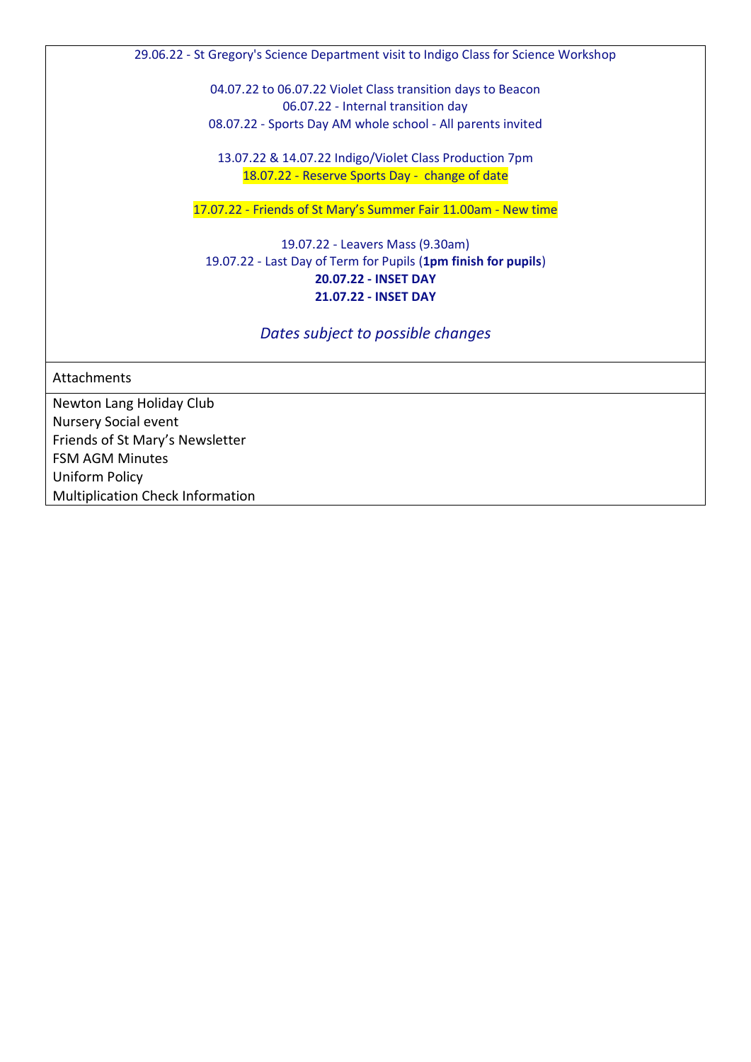29.06.22 - St Gregory's Science Department visit to Indigo Class for Science Workshop

04.07.22 to 06.07.22 Violet Class transition days to Beacon
06.07.22 - Internal transition day
08.07.22 - Sports Day AM whole school - All parents invited

13.07.22 & 14.07.22 Indigo/Violet Class Production 7pm
18.07.22 - Reserve Sports Day - change of date

17.07.22 - Friends of St Mary's Summer Fair 11.00am - New time

19.07.22 - Leavers Mass (9.30am)
19.07.22 - Last Day of Term for Pupils (**1pm finish for pupils**)
**20.07.22 - INSET DAY**
**21.07.22 - INSET DAY**

*Dates subject to possible changes*

Attachments

Newton Lang Holiday Club
Nursery Social event
Friends of St Mary's Newsletter
FSM AGM Minutes
Uniform Policy
Multiplication Check Information